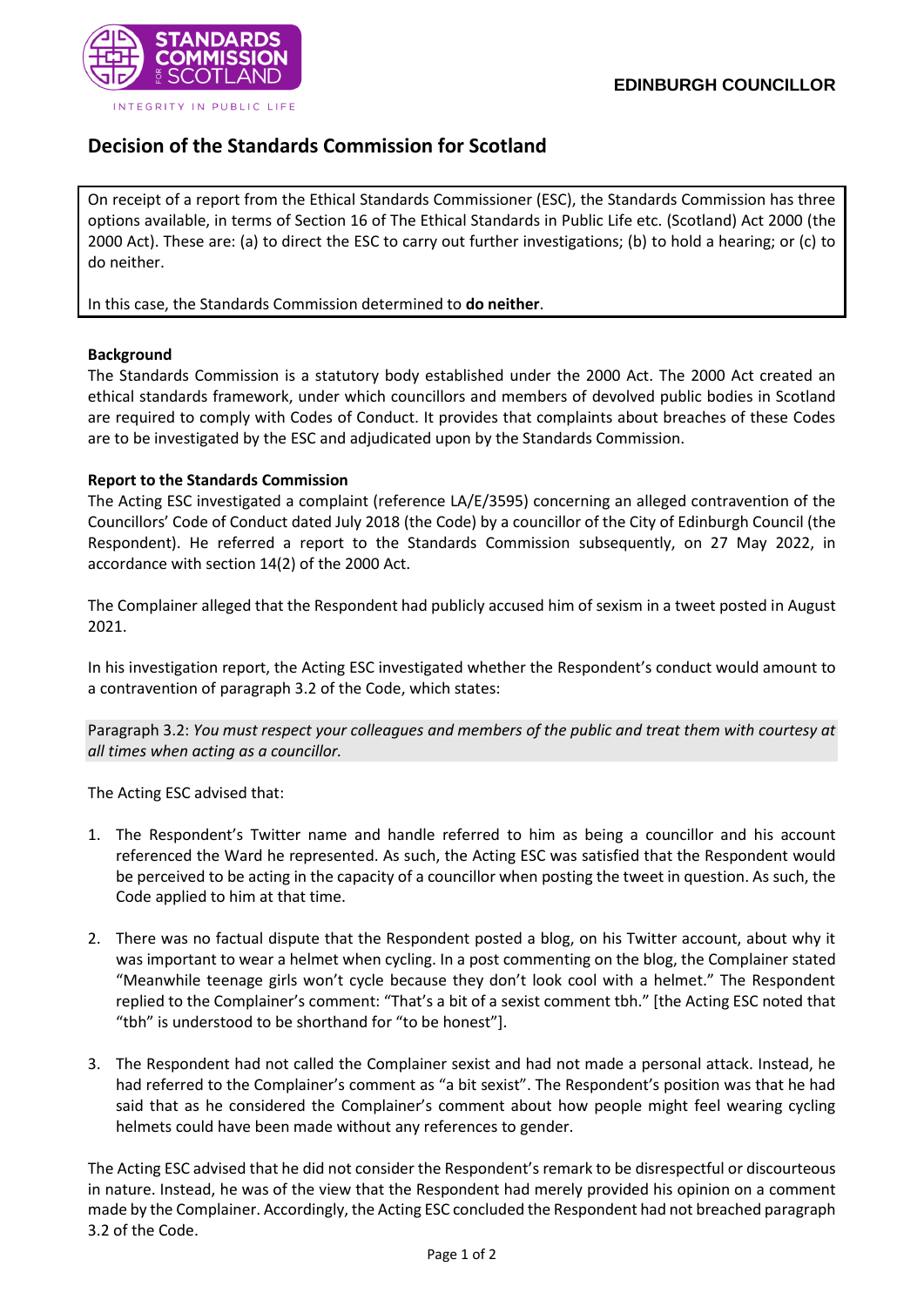**EDINBURGH COUNCILLOR**

# Decision of the Standards Commission for Scotland

On receipt of a report from the Ethical Standards Commissioner (ESC), the Standards Commission has three options available, in terms of Section 16 of The Ethical Standards in Public Life etc. (Scotland) Act 2000 (the 2000 Act). These are: (a) to direct the ESC to carry out further investigations; (b) to hold a hearing; or (c) to do neither.

In this case, the Standards Commission determined to **do neither**.

**Background**

The Standards Commission is a statutory body established under the 2000 Act. The 2000 Act created an ethical standards framework, under which councillors and members of devolved public bodies in Scotland are required to comply with Codes of Conduct. It provides that complaints about breaches of these Codes are to be investigated by the ESC and adjudicated upon by the Standards Commission.

**Report to the Standards Commission**

The Acting ESC investigated a complaint (reference LA/E/3595) concerning an alleged contravention of the Councillors' Code of Conduct dated July 2018 (the Code) by a councillor of the City of Edinburgh Council (the Respondent). He referred a report to the Standards Commission subsequently, on 27 May 2022, in accordance with section 14(2) of the 2000 Act.

The Complainer alleged that the Respondent had publicly accused him of sexism in a tweet posted in August 2021.

In his investigation report, the Acting ESC investigated whether the Respondent's conduct would amount to a contravention of paragraph 3.2 of the Code, which states:

Paragraph 3.2: *You must respect your colleagues and members of the public and treat them with courtesy at all times when acting as a councillor.*

The Acting ESC advised that:

1. The Respondent's Twitter name and handle referred to him as being a councillor and his account referenced the Ward he represented. As such, the Acting ESC was satisfied that the Respondent would be perceived to be acting in the capacity of a councillor when posting the tweet in question. As such, the Code applied to him at that time.
2. There was no factual dispute that the Respondent posted a blog, on his Twitter account, about why it was important to wear a helmet when cycling. In a post commenting on the blog, the Complainer stated "Meanwhile teenage girls won't cycle because they don't look cool with a helmet." The Respondent replied to the Complainer's comment: "That's a bit of a sexist comment tbh." [the Acting ESC noted that "tbh" is understood to be shorthand for "to be honest"].
3. The Respondent had not called the Complainer sexist and had not made a personal attack. Instead, he had referred to the Complainer's comment as "a bit sexist". The Respondent's position was that he had said that as he considered the Complainer's comment about how people might feel wearing cycling helmets could have been made without any references to gender.

The Acting ESC advised that he did not consider the Respondent's remark to be disrespectful or discourteous in nature. Instead, he was of the view that the Respondent had merely provided his opinion on a comment made by the Complainer. Accordingly, the Acting ESC concluded the Respondent had not breached paragraph 3.2 of the Code.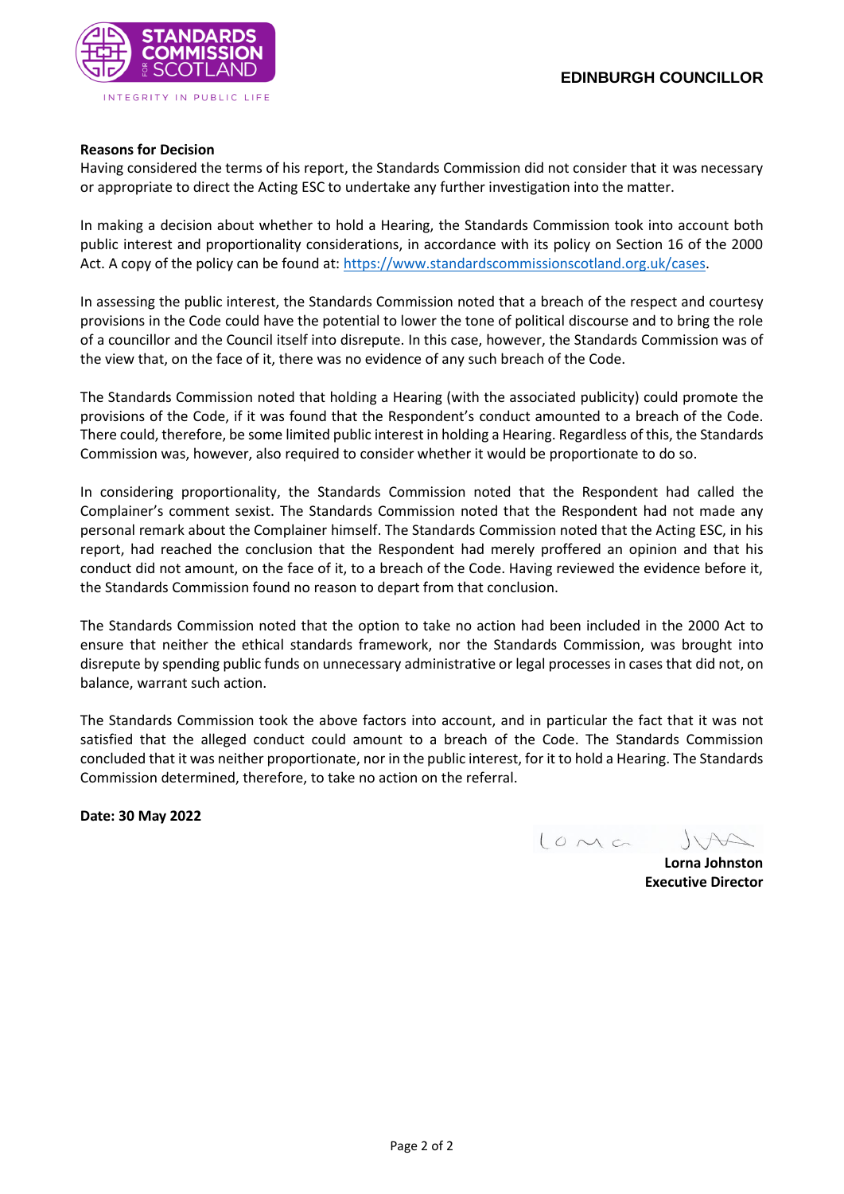**Reasons for Decision**

Having considered the terms of his report, the Standards Commission did not consider that it was necessary or appropriate to direct the Acting ESC to undertake any further investigation into the matter.

In making a decision about whether to hold a Hearing, the Standards Commission took into account both public interest and proportionality considerations, in accordance with its policy on Section 16 of the 2000 Act. A copy of the policy can be found at: https://www.standardscommissionscotland.org.uk/cases.

In assessing the public interest, the Standards Commission noted that a breach of the respect and courtesy provisions in the Code could have the potential to lower the tone of political discourse and to bring the role of a councillor and the Council itself into disrepute. In this case, however, the Standards Commission was of the view that, on the face of it, there was no evidence of any such breach of the Code.

The Standards Commission noted that holding a Hearing (with the associated publicity) could promote the provisions of the Code, if it was found that the Respondent's conduct amounted to a breach of the Code. There could, therefore, be some limited public interest in holding a Hearing. Regardless of this, the Standards Commission was, however, also required to consider whether it would be proportionate to do so.

In considering proportionality, the Standards Commission noted that the Respondent had called the Complainer's comment sexist. The Standards Commission noted that the Respondent had not made any personal remark about the Complainer himself. The Standards Commission noted that the Acting ESC, in his report, had reached the conclusion that the Respondent had merely proffered an opinion and that his conduct did not amount, on the face of it, to a breach of the Code. Having reviewed the evidence before it, the Standards Commission found no reason to depart from that conclusion.

The Standards Commission noted that the option to take no action had been included in the 2000 Act to ensure that neither the ethical standards framework, nor the Standards Commission, was brought into disrepute by spending public funds on unnecessary administrative or legal processes in cases that did not, on balance, warrant such action.

The Standards Commission took the above factors into account, and in particular the fact that it was not satisfied that the alleged conduct could amount to a breach of the Code. The Standards Commission concluded that it was neither proportionate, nor in the public interest, for it to hold a Hearing. The Standards Commission determined, therefore, to take no action on the referral.

**Date: 30 May 2022**

**Lorna Johnston**
**Executive Director**